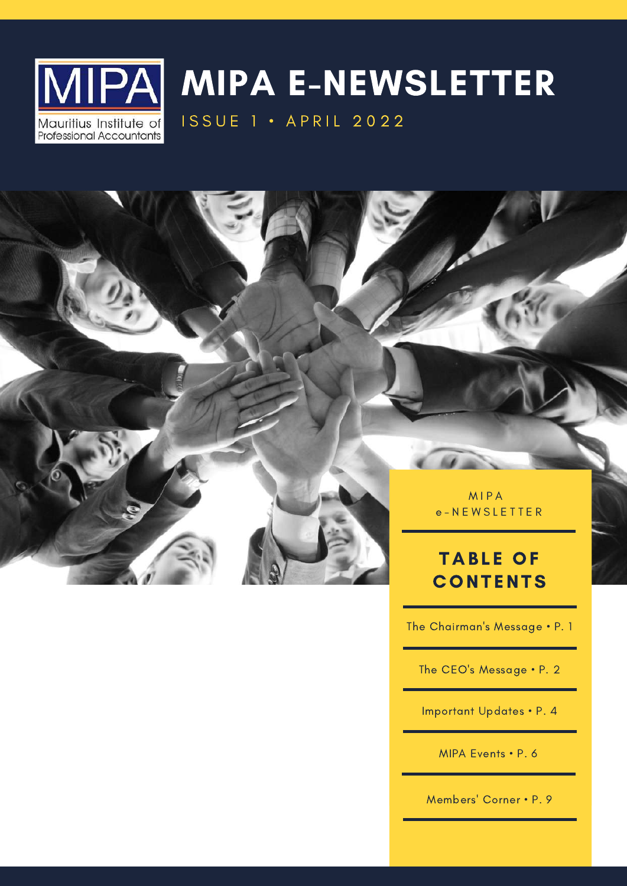Mauritius Institute of Professional Accountants

# MIPA E-NEWSLETTER

ISSUE 1 • APRIL 2022

MIPA e-NEWSLETTER

## TABLE OF CONTENTS

The Chairman's Message • P. 1

The CEO's Message • P. 2

Important Updates • P. 4

MIPA Events • P. 6

Members' Corner • P. 9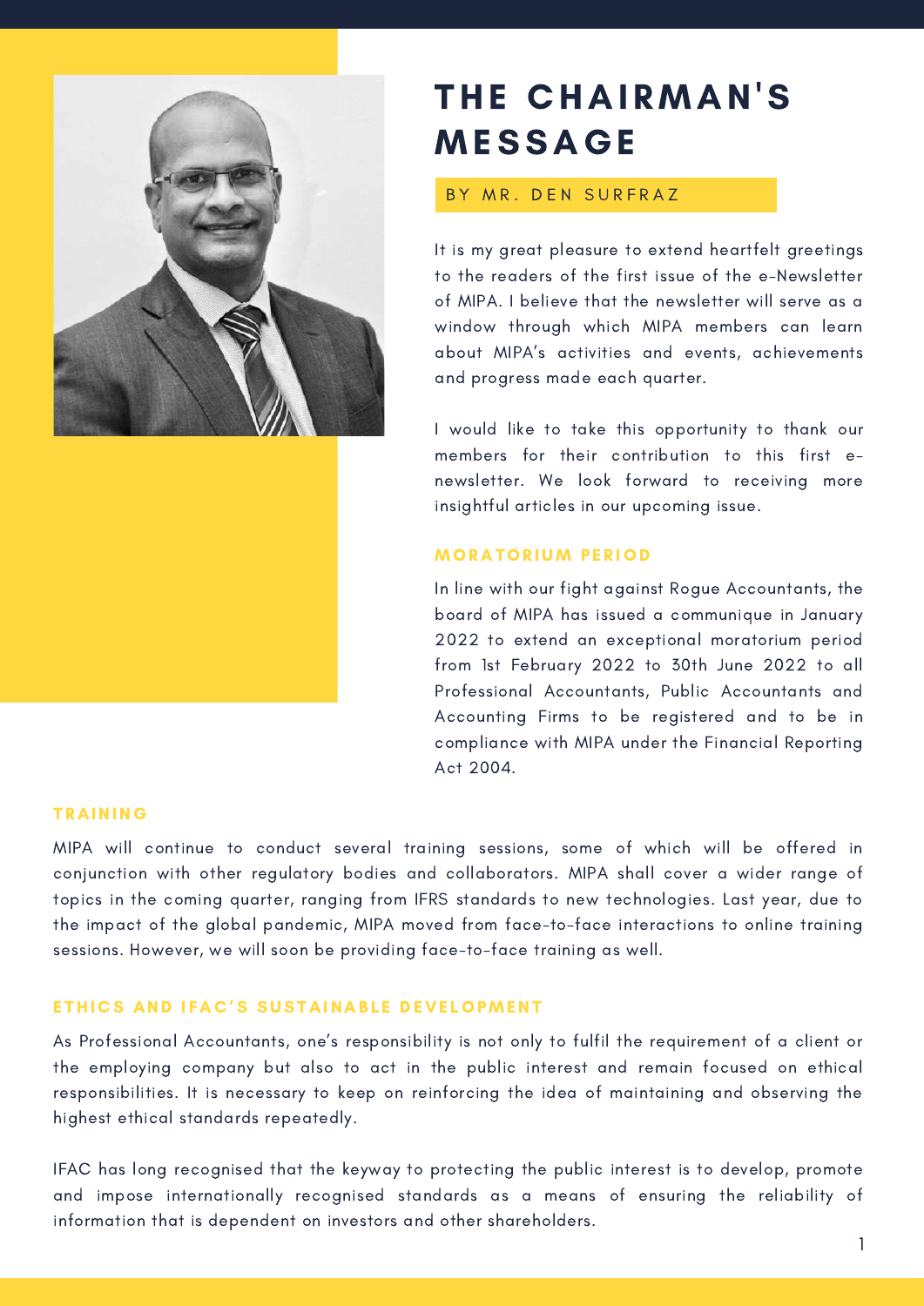# THE CHAIRMAN'S MESSAGE

BY MR. DEN SURFRAZ

It is my great pleasure to extend heartfelt greetings to the readers of the first issue of the e-Newsletter of MIPA. I believe that the newsletter will serve as a window through which MIPA members can learn about MIPA's activities and events, achievements and progress made each quarter.

I would like to take this opportunity to thank our members for their contribution to this first e-newsletter. We look forward to receiving more insightful articles in our upcoming issue.

## MORATORIUM PERIOD

In line with our fight against Rogue Accountants, the board of MIPA has issued a communique in January 2022 to extend an exceptional moratorium period from 1st February 2022 to 30th June 2022 to all Professional Accountants, Public Accountants and Accounting Firms to be registered and to be in compliance with MIPA under the Financial Reporting Act 2004.

## TRAINING

MIPA will continue to conduct several training sessions, some of which will be offered in conjunction with other regulatory bodies and collaborators. MIPA shall cover a wider range of topics in the coming quarter, ranging from IFRS standards to new technologies. Last year, due to the impact of the global pandemic, MIPA moved from face-to-face interactions to online training sessions. However, we will soon be providing face-to-face training as well.

## ETHICS AND IFAC'S SUSTAINABLE DEVELOPMENT

As Professional Accountants, one's responsibility is not only to fulfil the requirement of a client or the employing company but also to act in the public interest and remain focused on ethical responsibilities. It is necessary to keep on reinforcing the idea of maintaining and observing the highest ethical standards repeatedly.

IFAC has long recognised that the keyway to protecting the public interest is to develop, promote and impose internationally recognised standards as a means of ensuring the reliability of information that is dependent on investors and other shareholders.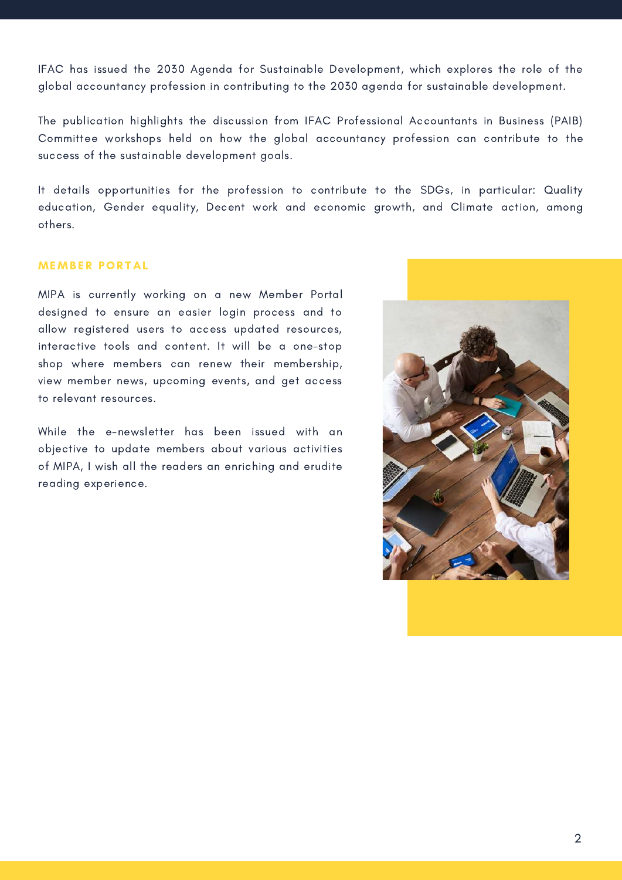IFAC has issued the 2030 Agenda for Sustainable Development, which explores the role of the global accountancy profession in contributing to the 2030 agenda for sustainable development.

The publication highlights the discussion from IFAC Professional Accountants in Business (PAIB) Committee workshops held on how the global accountancy profession can contribute to the success of the sustainable development goals.

It details opportunities for the profession to contribute to the SDGs, in particular: Quality education, Gender equality, Decent work and economic growth, and Climate action, among others.

## MEMBER PORTAL

MIPA is currently working on a new Member Portal designed to ensure an easier login process and to allow registered users to access updated resources, interactive tools and content. It will be a one-stop shop where members can renew their membership, view member news, upcoming events, and get access to relevant resources.

While the e-newsletter has been issued with an objective to update members about various activities of MIPA, I wish all the readers an enriching and erudite reading experience.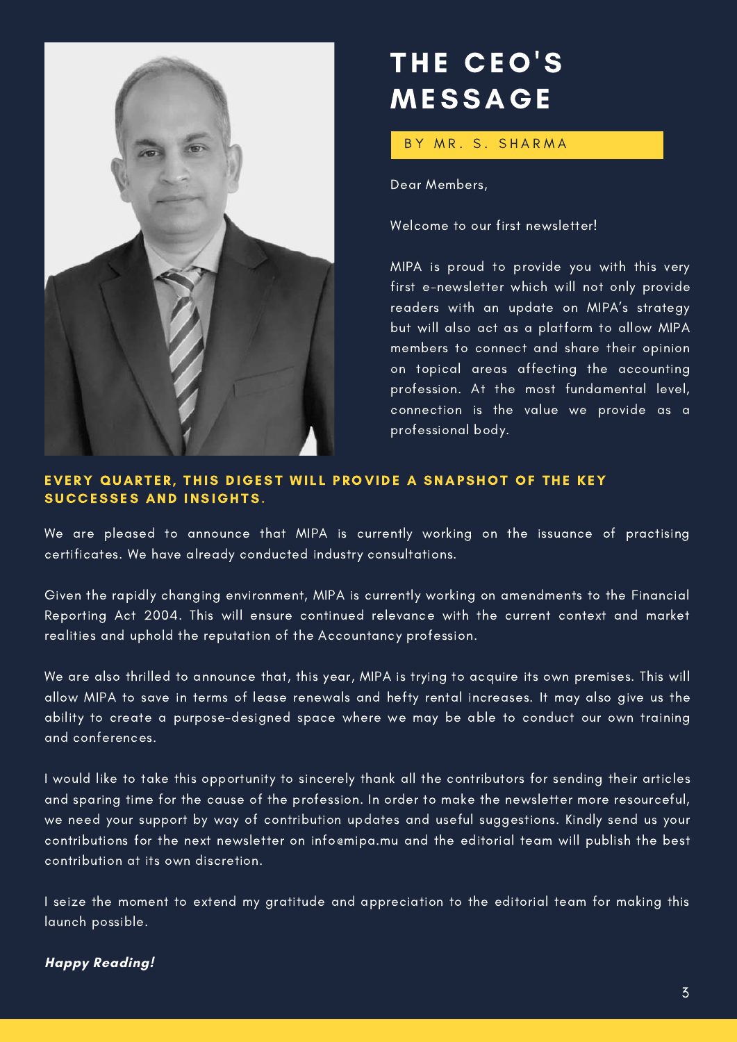# THE CEO'S MESSAGE

BY MR. S. SHARMA

Dear Members,

Welcome to our first newsletter!

MIPA is proud to provide you with this very first e-newsletter which will not only provide readers with an update on MIPA's strategy but will also act as a platform to allow MIPA members to connect and share their opinion on topical areas affecting the accounting profession. At the most fundamental level, connection is the value we provide as a professional body.

**EVERY QUARTER, THIS DIGEST WILL PROVIDE A SNAPSHOT OF THE KEY SUCCESSES AND INSIGHTS.**

We are pleased to announce that MIPA is currently working on the issuance of practising certificates. We have already conducted industry consultations.

Given the rapidly changing environment, MIPA is currently working on amendments to the Financial Reporting Act 2004. This will ensure continued relevance with the current context and market realities and uphold the reputation of the Accountancy profession.

We are also thrilled to announce that, this year, MIPA is trying to acquire its own premises. This will allow MIPA to save in terms of lease renewals and hefty rental increases. It may also give us the ability to create a purpose-designed space where we may be able to conduct our own training and conferences.

I would like to take this opportunity to sincerely thank all the contributors for sending their articles and sparing time for the cause of the profession. In order to make the newsletter more resourceful, we need your support by way of contribution updates and useful suggestions. Kindly send us your contributions for the next newsletter on info@mipa.mu and the editorial team will publish the best contribution at its own discretion.

I seize the moment to extend my gratitude and appreciation to the editorial team for making this launch possible.

***Happy Reading!***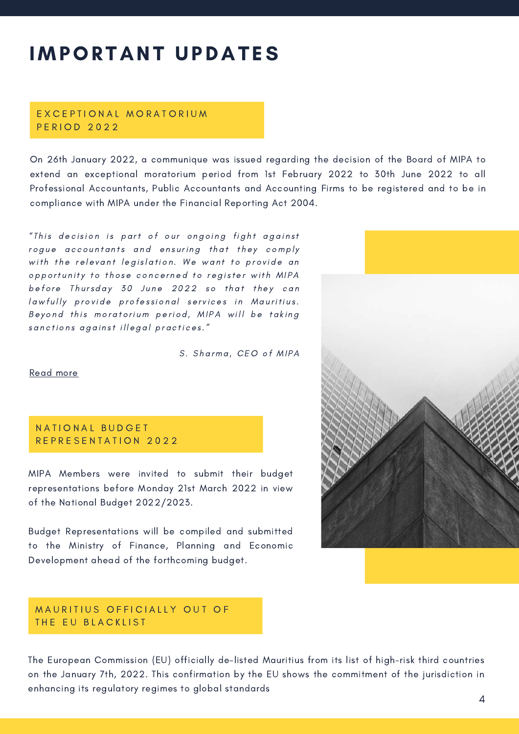# IMPORTANT UPDATES

## EXCEPTIONAL MORATORIUM PERIOD 2022

On 26th January 2022, a communique was issued regarding the decision of the Board of MIPA to extend an exceptional moratorium period from 1st February 2022 to 30th June 2022 to all Professional Accountants, Public Accountants and Accounting Firms to be registered and to be in compliance with MIPA under the Financial Reporting Act 2004.

*"This decision is part of our ongoing fight against rogue accountants and ensuring that they comply with the relevant legislation. We want to provide an opportunity to those concerned to register with MIPA before Thursday 30 June 2022 so that they can lawfully provide professional services in Mauritius. Beyond this moratorium period, MIPA will be taking sanctions against illegal practices."*

*S. Sharma, CEO of MIPA*

Read more

## NATIONAL BUDGET REPRESENTATION 2022

MIPA Members were invited to submit their budget representations before Monday 21st March 2022 in view of the National Budget 2022/2023.

Budget Representations will be compiled and submitted to the Ministry of Finance, Planning and Economic Development ahead of the forthcoming budget.

## MAURITIUS OFFICIALLY OUT OF THE EU BLACKLIST

The European Commission (EU) officially de-listed Mauritius from its list of high-risk third countries on the January 7th, 2022. This confirmation by the EU shows the commitment of the jurisdiction in enhancing its regulatory regimes to global standards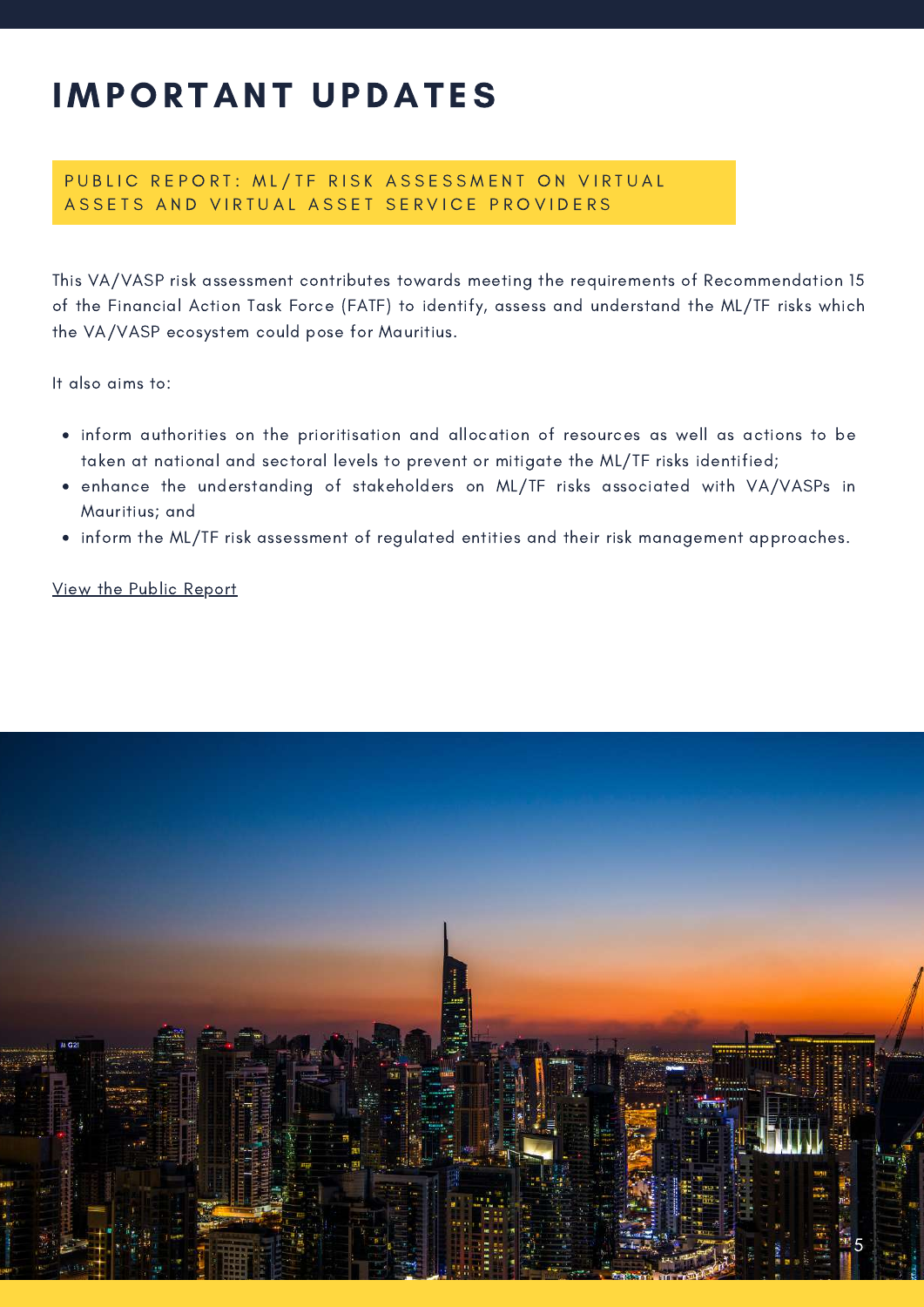# IMPORTANT UPDATES

## PUBLIC REPORT: ML/TF RISK ASSESSMENT ON VIRTUAL ASSETS AND VIRTUAL ASSET SERVICE PROVIDERS

This VA/VASP risk assessment contributes towards meeting the requirements of Recommendation 15 of the Financial Action Task Force (FATF) to identify, assess and understand the ML/TF risks which the VA/VASP ecosystem could pose for Mauritius.

It also aims to:

- inform authorities on the prioritisation and allocation of resources as well as actions to be taken at national and sectoral levels to prevent or mitigate the ML/TF risks identified;
- enhance the understanding of stakeholders on ML/TF risks associated with VA/VASPs in Mauritius; and
- inform the ML/TF risk assessment of regulated entities and their risk management approaches.

View the Public Report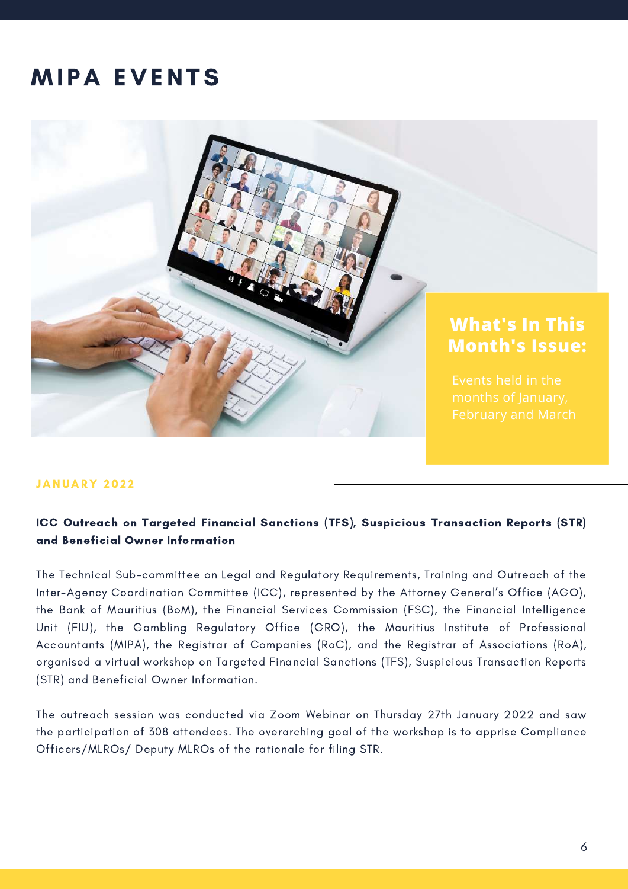# MIPA EVENTS

## What's In This Month's Issue:

Events held in the months of January, February and March

### JANUARY 2022

**ICC Outreach on Targeted Financial Sanctions (TFS), Suspicious Transaction Reports (STR) and Beneficial Owner Information**

The Technical Sub-committee on Legal and Regulatory Requirements, Training and Outreach of the Inter-Agency Coordination Committee (ICC), represented by the Attorney General's Office (AGO), the Bank of Mauritius (BoM), the Financial Services Commission (FSC), the Financial Intelligence Unit (FIU), the Gambling Regulatory Office (GRO), the Mauritius Institute of Professional Accountants (MIPA), the Registrar of Companies (RoC), and the Registrar of Associations (RoA), organised a virtual workshop on Targeted Financial Sanctions (TFS), Suspicious Transaction Reports (STR) and Beneficial Owner Information.

The outreach session was conducted via Zoom Webinar on Thursday 27th January 2022 and saw the participation of 308 attendees. The overarching goal of the workshop is to apprise Compliance Officers/MLROs/ Deputy MLROs of the rationale for filing STR.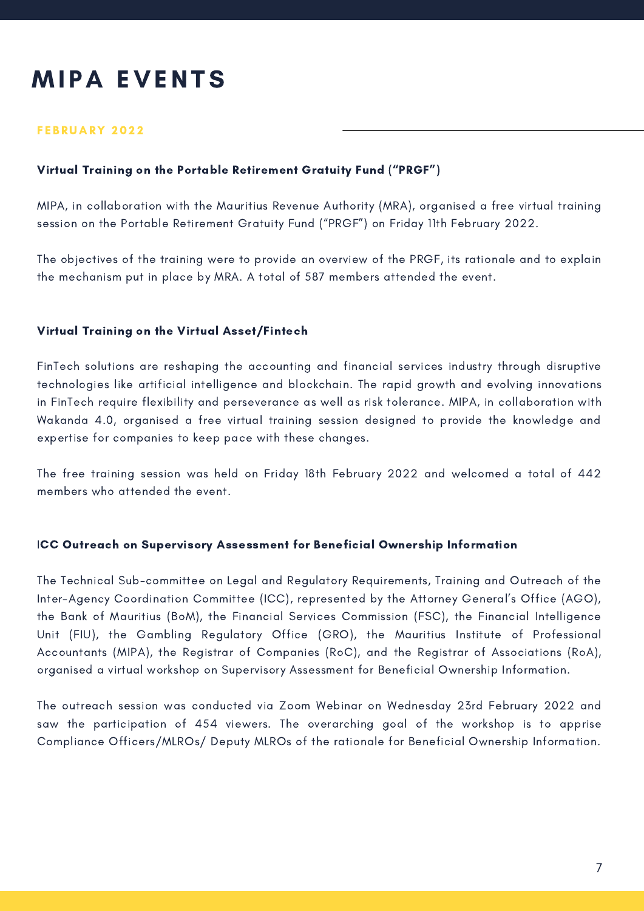# MIPA EVENTS

## FEBRUARY 2022

### Virtual Training on the Portable Retirement Gratuity Fund ("PRGF")

MIPA, in collaboration with the Mauritius Revenue Authority (MRA), organised a free virtual training session on the Portable Retirement Gratuity Fund ("PRGF") on Friday 11th February 2022.

The objectives of the training were to provide an overview of the PRGF, its rationale and to explain the mechanism put in place by MRA. A total of 587 members attended the event.

### Virtual Training on the Virtual Asset/Fintech

FinTech solutions are reshaping the accounting and financial services industry through disruptive technologies like artificial intelligence and blockchain. The rapid growth and evolving innovations in FinTech require flexibility and perseverance as well as risk tolerance. MIPA, in collaboration with Wakanda 4.0, organised a free virtual training session designed to provide the knowledge and expertise for companies to keep pace with these changes.

The free training session was held on Friday 18th February 2022 and welcomed a total of 442 members who attended the event.

### ICC Outreach on Supervisory Assessment for Beneficial Ownership Information

The Technical Sub-committee on Legal and Regulatory Requirements, Training and Outreach of the Inter-Agency Coordination Committee (ICC), represented by the Attorney General's Office (AGO), the Bank of Mauritius (BoM), the Financial Services Commission (FSC), the Financial Intelligence Unit (FIU), the Gambling Regulatory Office (GRO), the Mauritius Institute of Professional Accountants (MIPA), the Registrar of Companies (RoC), and the Registrar of Associations (RoA), organised a virtual workshop on Supervisory Assessment for Beneficial Ownership Information.

The outreach session was conducted via Zoom Webinar on Wednesday 23rd February 2022 and saw the participation of 454 viewers. The overarching goal of the workshop is to apprise Compliance Officers/MLROs/ Deputy MLROs of the rationale for Beneficial Ownership Information.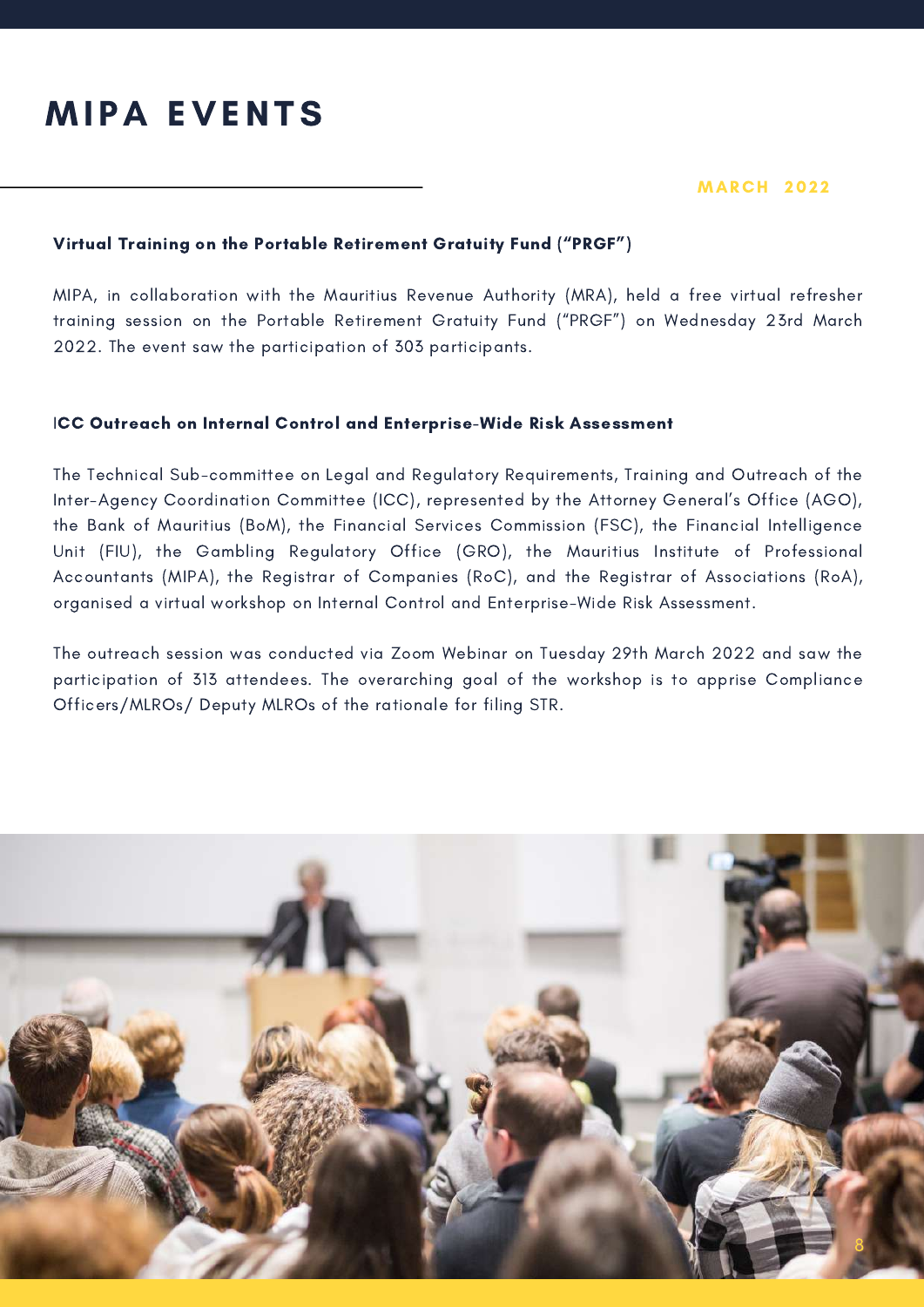# MIPA EVENTS

**MARCH 2022**

### Virtual Training on the Portable Retirement Gratuity Fund ("PRGF")

MIPA, in collaboration with the Mauritius Revenue Authority (MRA), held a free virtual refresher training session on the Portable Retirement Gratuity Fund ("PRGF") on Wednesday 23rd March 2022. The event saw the participation of 303 participants.

### ICC Outreach on Internal Control and Enterprise-Wide Risk Assessment

The Technical Sub-committee on Legal and Regulatory Requirements, Training and Outreach of the Inter-Agency Coordination Committee (ICC), represented by the Attorney General's Office (AGO), the Bank of Mauritius (BoM), the Financial Services Commission (FSC), the Financial Intelligence Unit (FIU), the Gambling Regulatory Office (GRO), the Mauritius Institute of Professional Accountants (MIPA), the Registrar of Companies (RoC), and the Registrar of Associations (RoA), organised a virtual workshop on Internal Control and Enterprise-Wide Risk Assessment.

The outreach session was conducted via Zoom Webinar on Tuesday 29th March 2022 and saw the participation of 313 attendees. The overarching goal of the workshop is to apprise Compliance Officers/MLROs/ Deputy MLROs of the rationale for filing STR.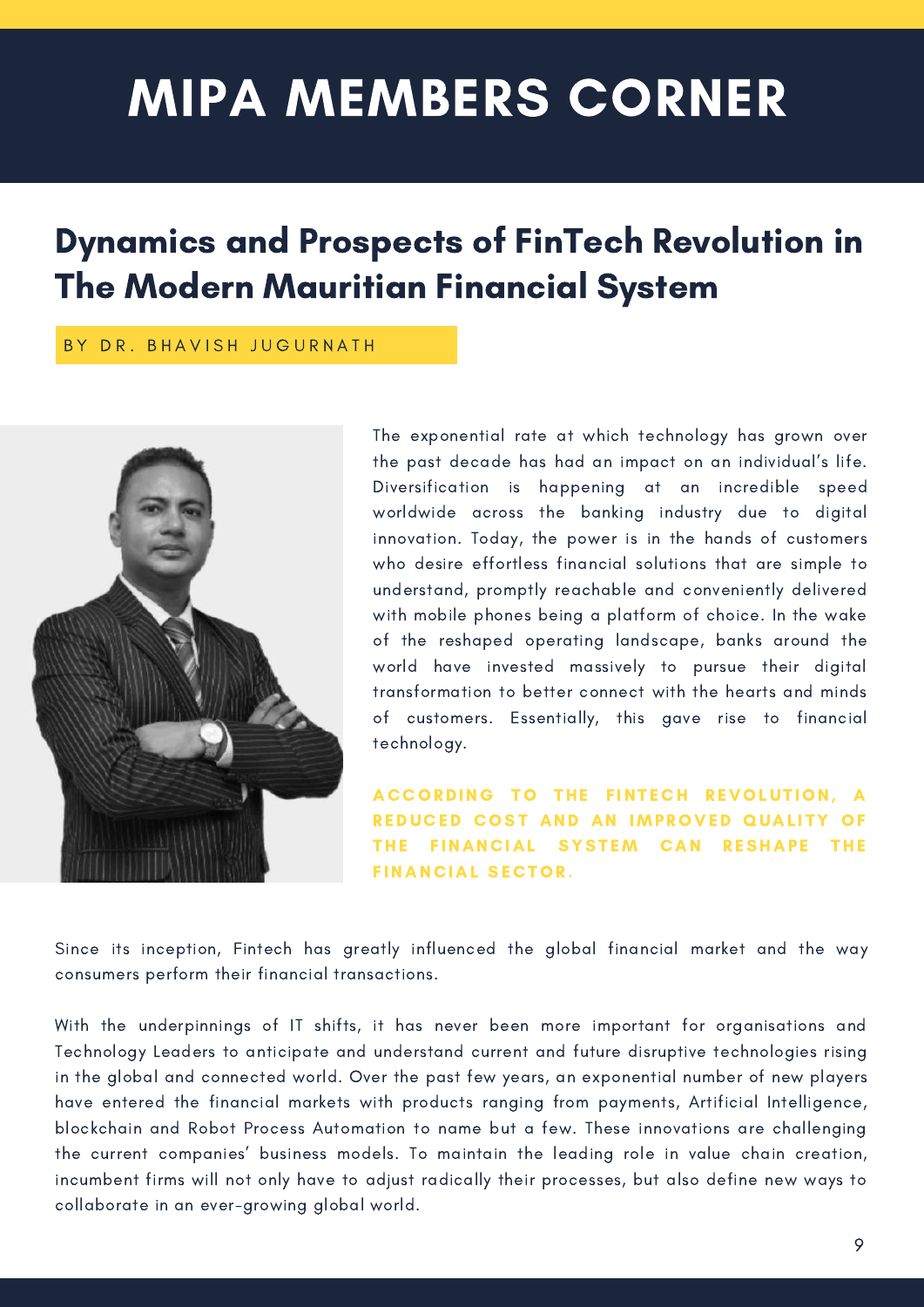# MIPA MEMBERS CORNER

## Dynamics and Prospects of FinTech Revolution in The Modern Mauritian Financial System

BY DR. BHAVISH JUGURNATH

The exponential rate at which technology has grown over the past decade has had an impact on an individual's life. Diversification is happening at an incredible speed worldwide across the banking industry due to digital innovation. Today, the power is in the hands of customers who desire effortless financial solutions that are simple to understand, promptly reachable and conveniently delivered with mobile phones being a platform of choice. In the wake of the reshaped operating landscape, banks around the world have invested massively to pursue their digital transformation to better connect with the hearts and minds of customers. Essentially, this gave rise to financial technology.

**ACCORDING TO THE FINTECH REVOLUTION, A REDUCED COST AND AN IMPROVED QUALITY OF THE FINANCIAL SYSTEM CAN RESHAPE THE FINANCIAL SECTOR.**

Since its inception, Fintech has greatly influenced the global financial market and the way consumers perform their financial transactions.

With the underpinnings of IT shifts, it has never been more important for organisations and Technology Leaders to anticipate and understand current and future disruptive technologies rising in the global and connected world. Over the past few years, an exponential number of new players have entered the financial markets with products ranging from payments, Artificial Intelligence, blockchain and Robot Process Automation to name but a few. These innovations are challenging the current companies' business models. To maintain the leading role in value chain creation, incumbent firms will not only have to adjust radically their processes, but also define new ways to collaborate in an ever-growing global world.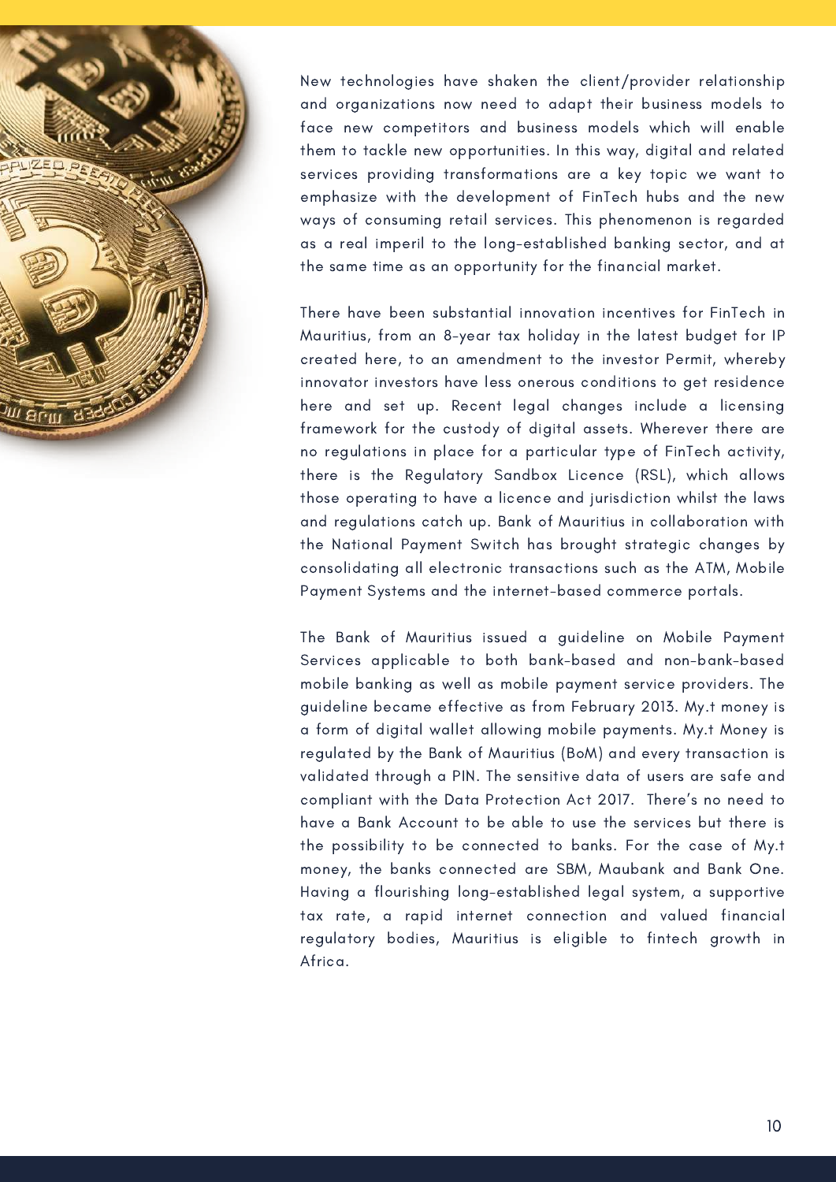New technologies have shaken the client/provider relationship and organizations now need to adapt their business models to face new competitors and business models which will enable them to tackle new opportunities. In this way, digital and related services providing transformations are a key topic we want to emphasize with the development of FinTech hubs and the new ways of consuming retail services. This phenomenon is regarded as a real imperil to the long-established banking sector, and at the same time as an opportunity for the financial market.

There have been substantial innovation incentives for FinTech in Mauritius, from an 8-year tax holiday in the latest budget for IP created here, to an amendment to the investor Permit, whereby innovator investors have less onerous conditions to get residence here and set up. Recent legal changes include a licensing framework for the custody of digital assets. Wherever there are no regulations in place for a particular type of FinTech activity, there is the Regulatory Sandbox Licence (RSL), which allows those operating to have a licence and jurisdiction whilst the laws and regulations catch up. Bank of Mauritius in collaboration with the National Payment Switch has brought strategic changes by consolidating all electronic transactions such as the ATM, Mobile Payment Systems and the internet-based commerce portals.

The Bank of Mauritius issued a guideline on Mobile Payment Services applicable to both bank-based and non-bank-based mobile banking as well as mobile payment service providers. The guideline became effective as from February 2013. My.t money is a form of digital wallet allowing mobile payments. My.t Money is regulated by the Bank of Mauritius (BoM) and every transaction is validated through a PIN. The sensitive data of users are safe and compliant with the Data Protection Act 2017. There's no need to have a Bank Account to be able to use the services but there is the possibility to be connected to banks. For the case of My.t money, the banks connected are SBM, Maubank and Bank One. Having a flourishing long-established legal system, a supportive tax rate, a rapid internet connection and valued financial regulatory bodies, Mauritius is eligible to fintech growth in Africa.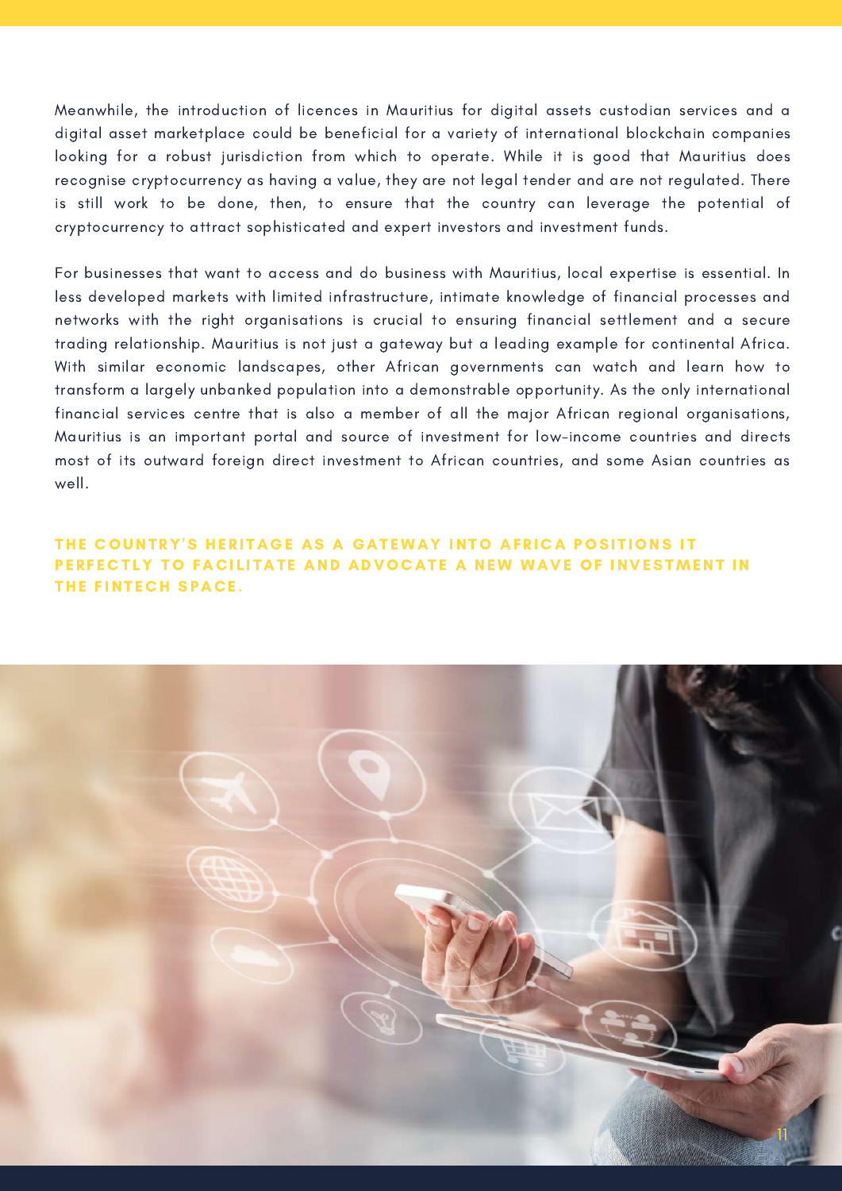Meanwhile, the introduction of licences in Mauritius for digital assets custodian services and a digital asset marketplace could be beneficial for a variety of international blockchain companies looking for a robust jurisdiction from which to operate. While it is good that Mauritius does recognise cryptocurrency as having a value, they are not legal tender and are not regulated. There is still work to be done, then, to ensure that the country can leverage the potential of cryptocurrency to attract sophisticated and expert investors and investment funds.

For businesses that want to access and do business with Mauritius, local expertise is essential. In less developed markets with limited infrastructure, intimate knowledge of financial processes and networks with the right organisations is crucial to ensuring financial settlement and a secure trading relationship. Mauritius is not just a gateway but a leading example for continental Africa. With similar economic landscapes, other African governments can watch and learn how to transform a largely unbanked population into a demonstrable opportunity. As the only international financial services centre that is also a member of all the major African regional organisations, Mauritius is an important portal and source of investment for low-income countries and directs most of its outward foreign direct investment to African countries, and some Asian countries as well.

**THE COUNTRY'S HERITAGE AS A GATEWAY INTO AFRICA POSITIONS IT PERFECTLY TO FACILITATE AND ADVOCATE A NEW WAVE OF INVESTMENT IN THE FINTECH SPACE.**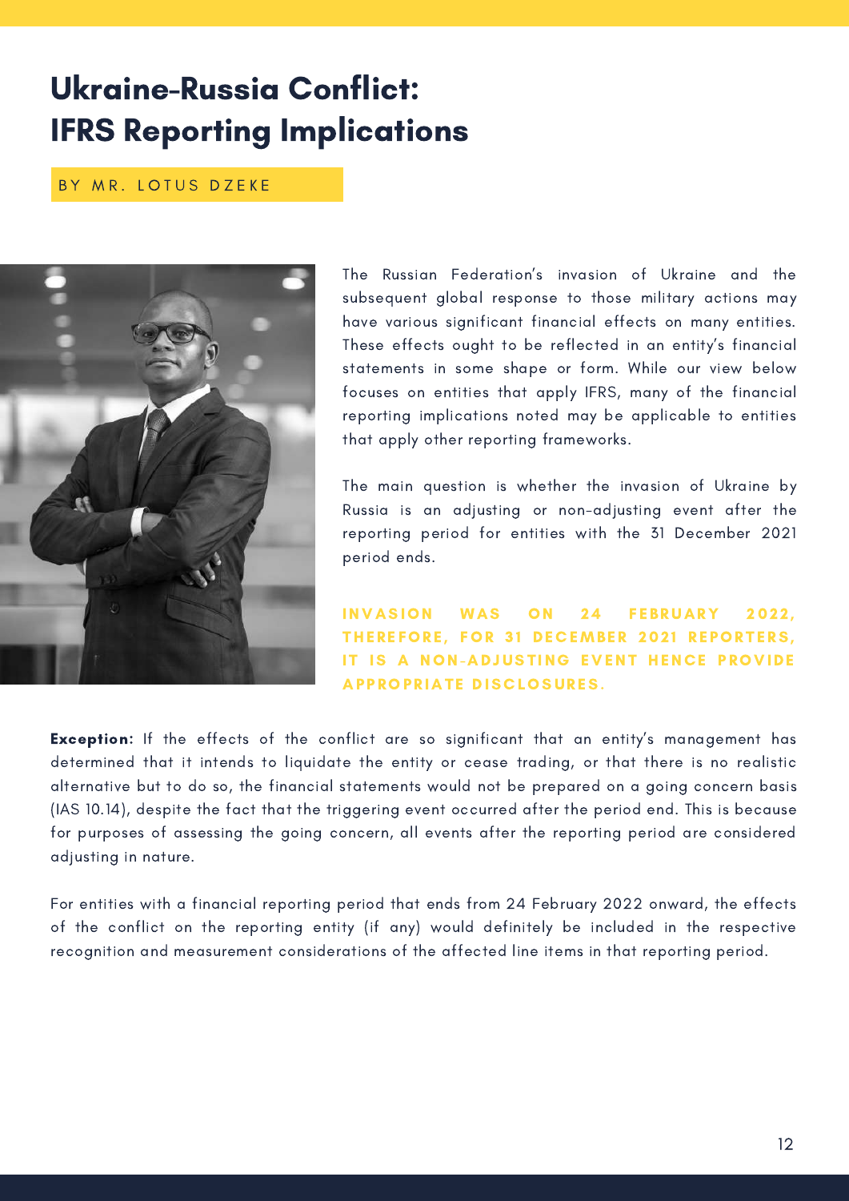# Ukraine-Russia Conflict: IFRS Reporting Implications

BY MR. LOTUS DZEKE

The Russian Federation's invasion of Ukraine and the subsequent global response to those military actions may have various significant financial effects on many entities. These effects ought to be reflected in an entity's financial statements in some shape or form. While our view below focuses on entities that apply IFRS, many of the financial reporting implications noted may be applicable to entities that apply other reporting frameworks.

The main question is whether the invasion of Ukraine by Russia is an adjusting or non-adjusting event after the reporting period for entities with the 31 December 2021 period ends.

**INVASION WAS ON 24 FEBRUARY 2022, THEREFORE, FOR 31 DECEMBER 2021 REPORTERS, IT IS A NON-ADJUSTING EVENT HENCE PROVIDE APPROPRIATE DISCLOSURES.**

**Exception:** If the effects of the conflict are so significant that an entity's management has determined that it intends to liquidate the entity or cease trading, or that there is no realistic alternative but to do so, the financial statements would not be prepared on a going concern basis (IAS 10.14), despite the fact that the triggering event occurred after the period end. This is because for purposes of assessing the going concern, all events after the reporting period are considered adjusting in nature.

For entities with a financial reporting period that ends from 24 February 2022 onward, the effects of the conflict on the reporting entity (if any) would definitely be included in the respective recognition and measurement considerations of the affected line items in that reporting period.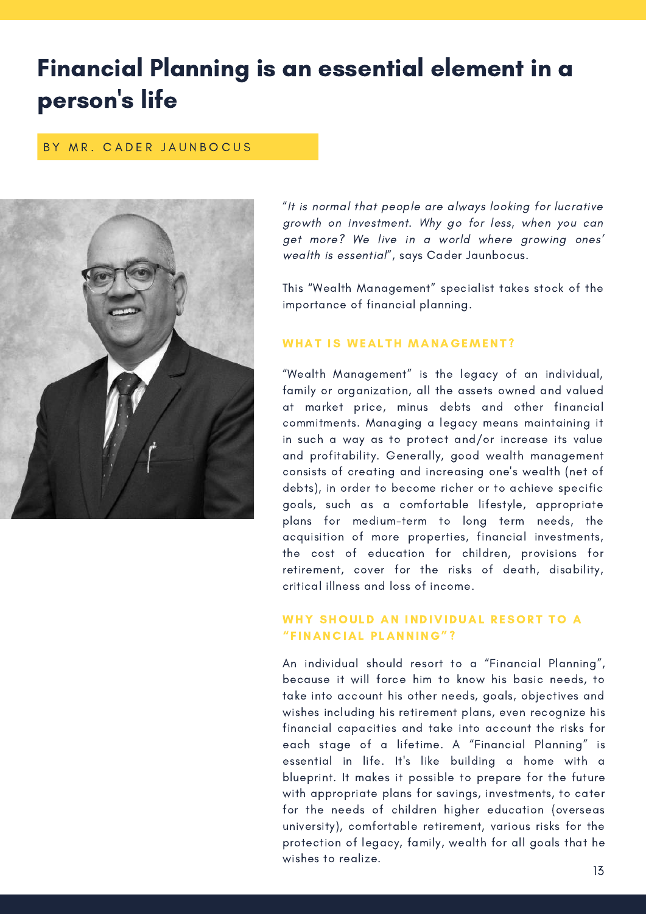# Financial Planning is an essential element in a person's life

BY MR. CADER JAUNBOCUS

"*It is normal that people are always looking for lucrative growth on investment. Why go for less, when you can get more? We live in a world where growing ones' wealth is essential*", says Cader Jaunbocus.

This "Wealth Management" specialist takes stock of the importance of financial planning.

## WHAT IS WEALTH MANAGEMENT?

"Wealth Management" is the legacy of an individual, family or organization, all the assets owned and valued at market price, minus debts and other financial commitments. Managing a legacy means maintaining it in such a way as to protect and/or increase its value and profitability. Generally, good wealth management consists of creating and increasing one's wealth (net of debts), in order to become richer or to achieve specific goals, such as a comfortable lifestyle, appropriate plans for medium-term to long term needs, the acquisition of more properties, financial investments, the cost of education for children, provisions for retirement, cover for the risks of death, disability, critical illness and loss of income.

## WHY SHOULD AN INDIVIDUAL RESORT TO A "FINANCIAL PLANNING"?

An individual should resort to a "Financial Planning", because it will force him to know his basic needs, to take into account his other needs, goals, objectives and wishes including his retirement plans, even recognize his financial capacities and take into account the risks for each stage of a lifetime. A "Financial Planning" is essential in life. It's like building a home with a blueprint. It makes it possible to prepare for the future with appropriate plans for savings, investments, to cater for the needs of children higher education (overseas university), comfortable retirement, various risks for the protection of legacy, family, wealth for all goals that he wishes to realize.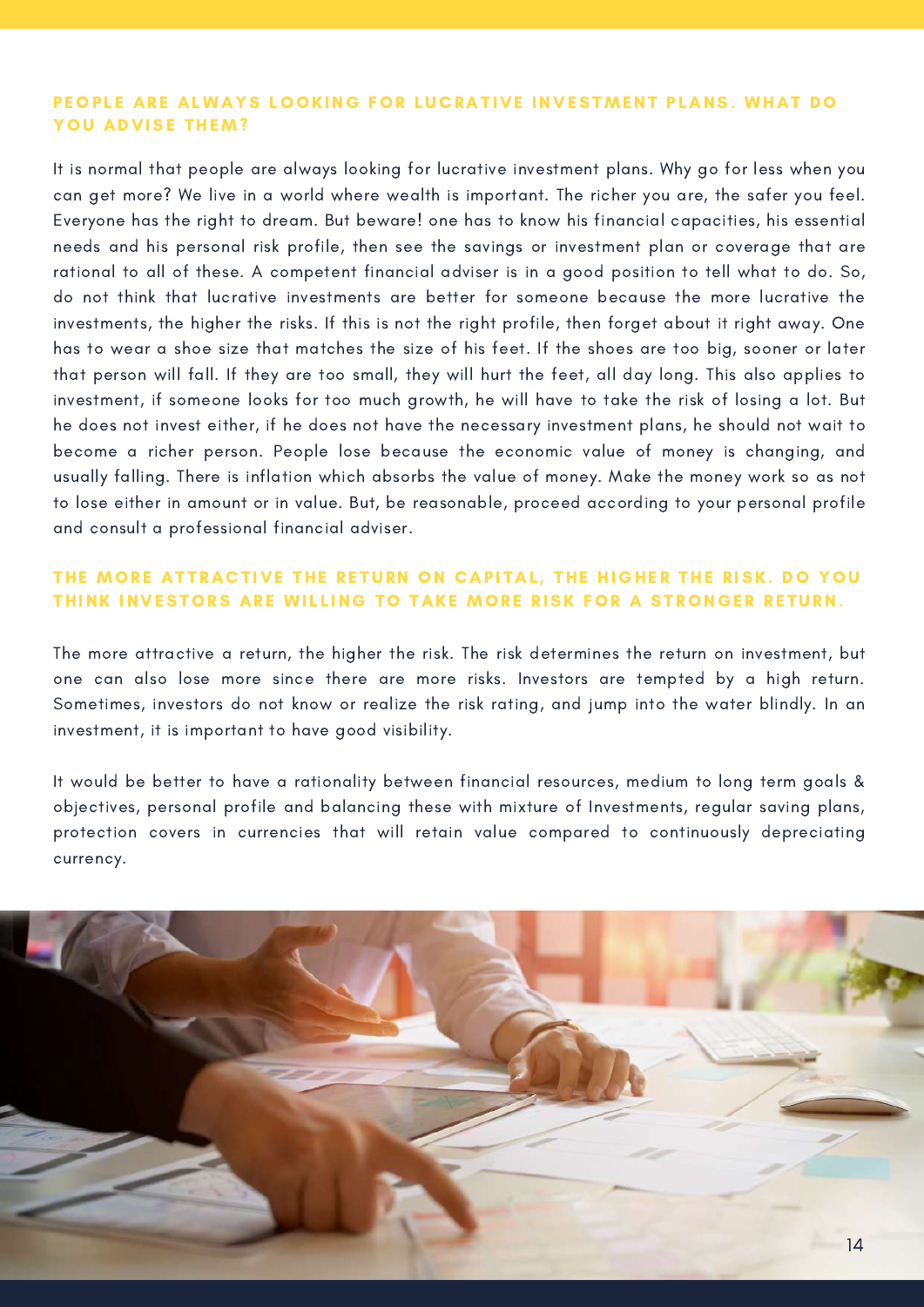### PEOPLE ARE ALWAYS LOOKING FOR LUCRATIVE INVESTMENT PLANS. WHAT DO YOU ADVISE THEM?

It is normal that people are always looking for lucrative investment plans. Why go for less when you can get more? We live in a world where wealth is important. The richer you are, the safer you feel. Everyone has the right to dream. But beware! one has to know his financial capacities, his essential needs and his personal risk profile, then see the savings or investment plan or coverage that are rational to all of these. A competent financial adviser is in a good position to tell what to do. So, do not think that lucrative investments are better for someone because the more lucrative the investments, the higher the risks. If this is not the right profile, then forget about it right away. One has to wear a shoe size that matches the size of his feet. If the shoes are too big, sooner or later that person will fall. If they are too small, they will hurt the feet, all day long. This also applies to investment, if someone looks for too much growth, he will have to take the risk of losing a lot. But he does not invest either, if he does not have the necessary investment plans, he should not wait to become a richer person. People lose because the economic value of money is changing, and usually falling. There is inflation which absorbs the value of money. Make the money work so as not to lose either in amount or in value. But, be reasonable, proceed according to your personal profile and consult a professional financial adviser.

### THE MORE ATTRACTIVE THE RETURN ON CAPITAL, THE HIGHER THE RISK. DO YOU THINK INVESTORS ARE WILLING TO TAKE MORE RISK FOR A STRONGER RETURN.

The more attractive a return, the higher the risk. The risk determines the return on investment, but one can also lose more since there are more risks. Investors are tempted by a high return. Sometimes, investors do not know or realize the risk rating, and jump into the water blindly. In an investment, it is important to have good visibility.

It would be better to have a rationality between financial resources, medium to long term goals & objectives, personal profile and balancing these with mixture of Investments, regular saving plans, protection covers in currencies that will retain value compared to continuously depreciating currency.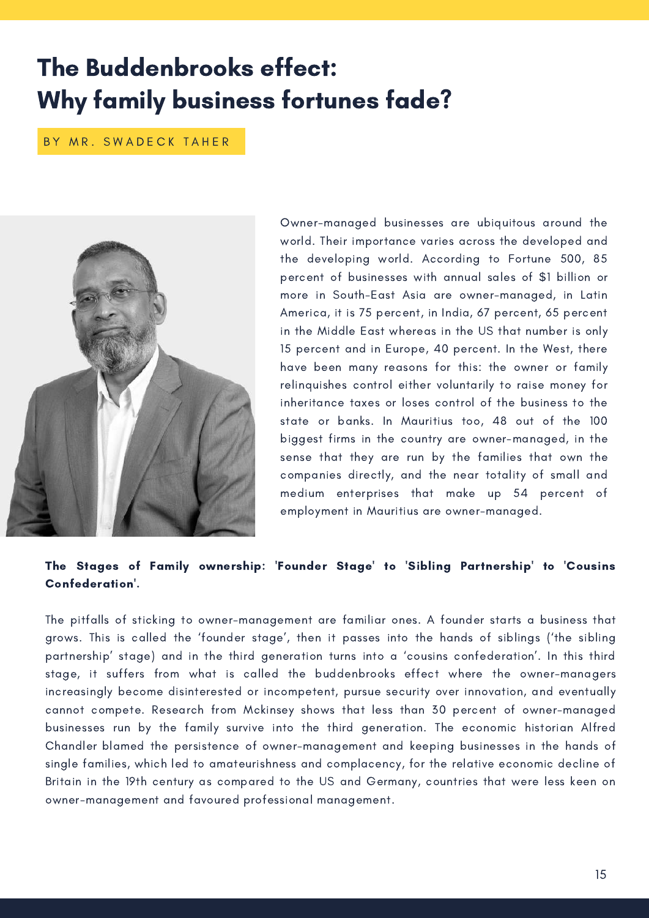# The Buddenbrooks effect: Why family business fortunes fade?

BY MR. SWADECK TAHER

Owner-managed businesses are ubiquitous around the world. Their importance varies across the developed and the developing world. According to Fortune 500, 85 percent of businesses with annual sales of $1 billion or more in South-East Asia are owner-managed, in Latin America, it is 75 percent, in India, 67 percent, 65 percent in the Middle East whereas in the US that number is only 15 percent and in Europe, 40 percent. In the West, there have been many reasons for this: the owner or family relinquishes control either voluntarily to raise money for inheritance taxes or loses control of the business to the state or banks. In Mauritius too, 48 out of the 100 biggest firms in the country are owner-managed, in the sense that they are run by the families that own the companies directly, and the near totality of small and medium enterprises that make up 54 percent of employment in Mauritius are owner-managed.

**The Stages of Family ownership: 'Founder Stage' to 'Sibling Partnership' to 'Cousins Confederation'.**

The pitfalls of sticking to owner-management are familiar ones. A founder starts a business that grows. This is called the 'founder stage', then it passes into the hands of siblings ('the sibling partnership' stage) and in the third generation turns into a 'cousins confederation'. In this third stage, it suffers from what is called the buddenbrooks effect where the owner-managers increasingly become disinterested or incompetent, pursue security over innovation, and eventually cannot compete. Research from Mckinsey shows that less than 30 percent of owner-managed businesses run by the family survive into the third generation. The economic historian Alfred Chandler blamed the persistence of owner-management and keeping businesses in the hands of single families, which led to amateurishness and complacency, for the relative economic decline of Britain in the 19th century as compared to the US and Germany, countries that were less keen on owner-management and favoured professional management.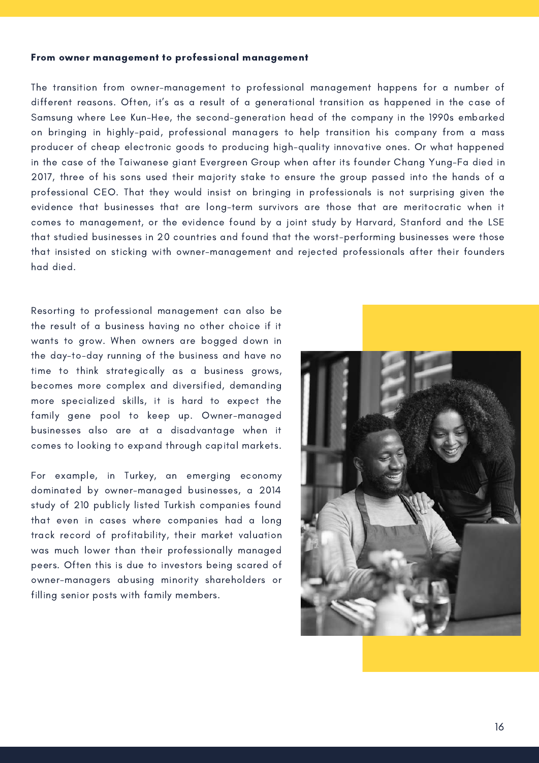**From owner management to professional management**

The transition from owner-management to professional management happens for a number of different reasons. Often, it's as a result of a generational transition as happened in the case of Samsung where Lee Kun-Hee, the second-generation head of the company in the 1990s embarked on bringing in highly-paid, professional managers to help transition his company from a mass producer of cheap electronic goods to producing high-quality innovative ones. Or what happened in the case of the Taiwanese giant Evergreen Group when after its founder Chang Yung-Fa died in 2017, three of his sons used their majority stake to ensure the group passed into the hands of a professional CEO. That they would insist on bringing in professionals is not surprising given the evidence that businesses that are long-term survivors are those that are meritocratic when it comes to management, or the evidence found by a joint study by Harvard, Stanford and the LSE that studied businesses in 20 countries and found that the worst-performing businesses were those that insisted on sticking with owner-management and rejected professionals after their founders had died.

Resorting to professional management can also be the result of a business having no other choice if it wants to grow. When owners are bogged down in the day-to-day running of the business and have no time to think strategically as a business grows, becomes more complex and diversified, demanding more specialized skills, it is hard to expect the family gene pool to keep up. Owner-managed businesses also are at a disadvantage when it comes to looking to expand through capital markets.

For example, in Turkey, an emerging economy dominated by owner-managed businesses, a 2014 study of 210 publicly listed Turkish companies found that even in cases where companies had a long track record of profitability, their market valuation was much lower than their professionally managed peers. Often this is due to investors being scared of owner-managers abusing minority shareholders or filling senior posts with family members.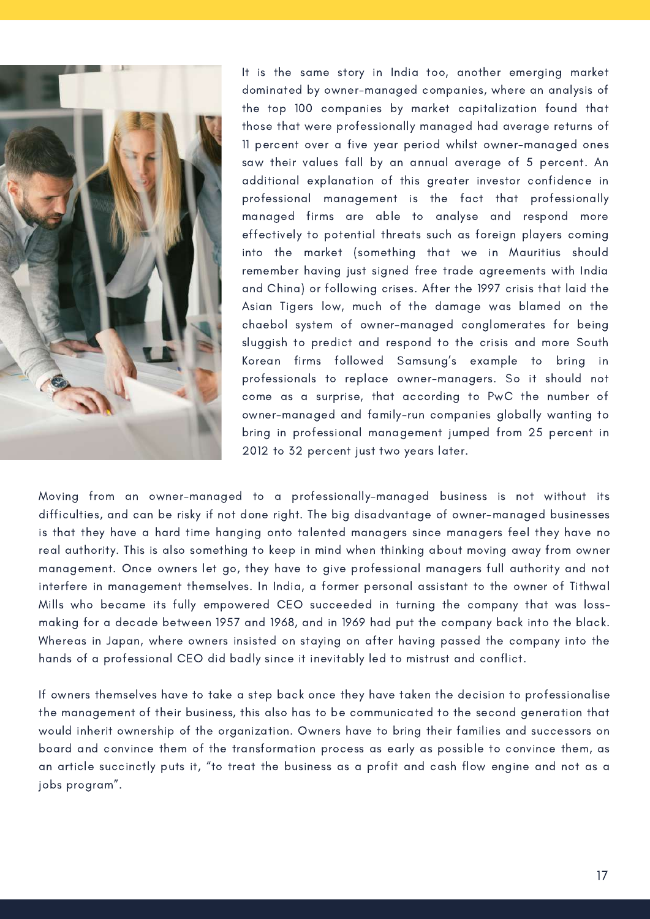It is the same story in India too, another emerging market dominated by owner-managed companies, where an analysis of the top 100 companies by market capitalization found that those that were professionally managed had average returns of 11 percent over a five year period whilst owner-managed ones saw their values fall by an annual average of 5 percent. An additional explanation of this greater investor confidence in professional management is the fact that professionally managed firms are able to analyse and respond more effectively to potential threats such as foreign players coming into the market (something that we in Mauritius should remember having just signed free trade agreements with India and China) or following crises. After the 1997 crisis that laid the Asian Tigers low, much of the damage was blamed on the chaebol system of owner-managed conglomerates for being sluggish to predict and respond to the crisis and more South Korean firms followed Samsung's example to bring in professionals to replace owner-managers. So it should not come as a surprise, that according to PwC the number of owner-managed and family-run companies globally wanting to bring in professional management jumped from 25 percent in 2012 to 32 percent just two years later.

Moving from an owner-managed to a professionally-managed business is not without its difficulties, and can be risky if not done right. The big disadvantage of owner-managed businesses is that they have a hard time hanging onto talented managers since managers feel they have no real authority. This is also something to keep in mind when thinking about moving away from owner management. Once owners let go, they have to give professional managers full authority and not interfere in management themselves. In India, a former personal assistant to the owner of Tithwal Mills who became its fully empowered CEO succeeded in turning the company that was loss-making for a decade between 1957 and 1968, and in 1969 had put the company back into the black. Whereas in Japan, where owners insisted on staying on after having passed the company into the hands of a professional CEO did badly since it inevitably led to mistrust and conflict.

If owners themselves have to take a step back once they have taken the decision to professionalise the management of their business, this also has to be communicated to the second generation that would inherit ownership of the organization. Owners have to bring their families and successors on board and convince them of the transformation process as early as possible to convince them, as an article succinctly puts it, "to treat the business as a profit and cash flow engine and not as a jobs program".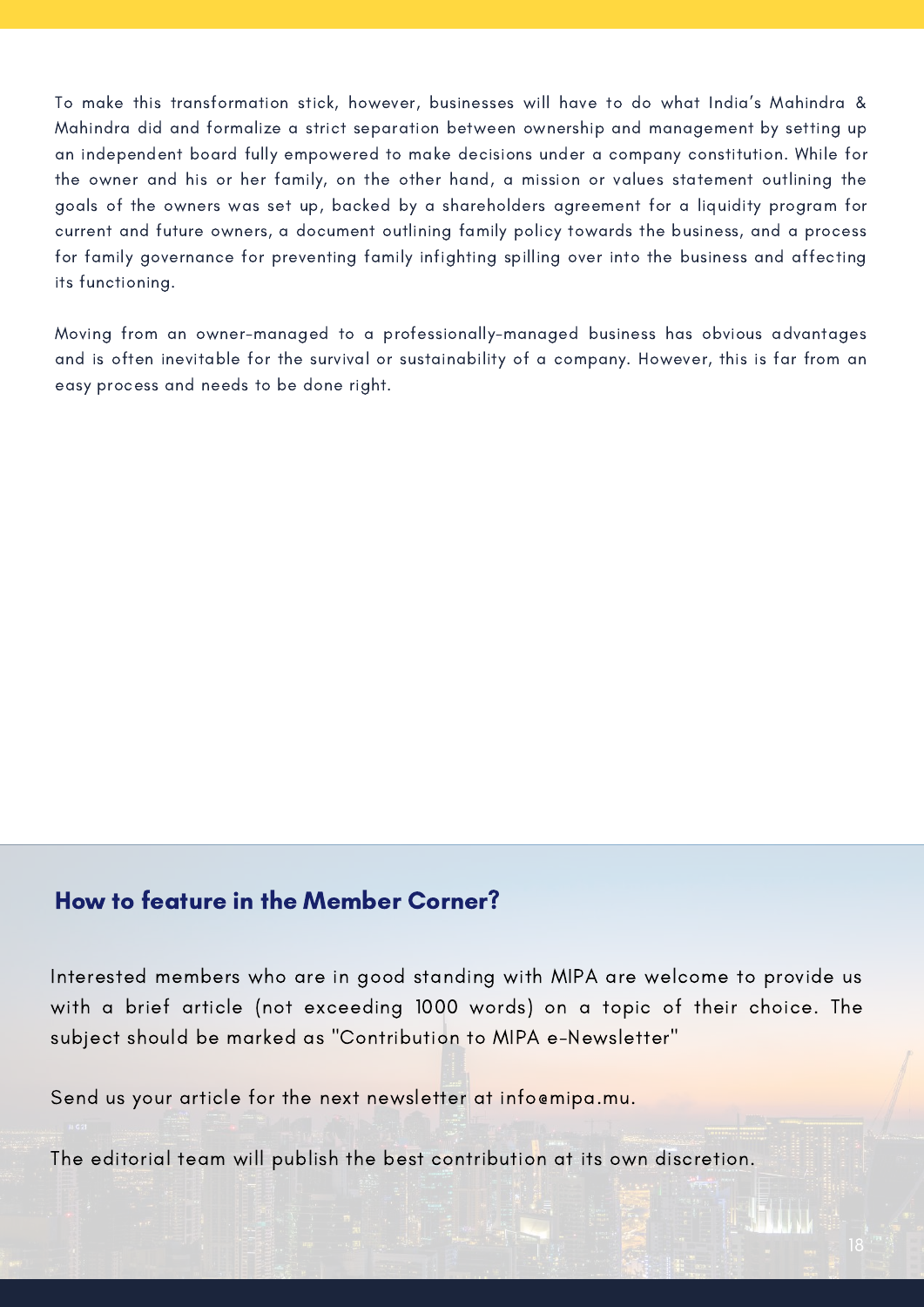To make this transformation stick, however, businesses will have to do what India's Mahindra & Mahindra did and formalize a strict separation between ownership and management by setting up an independent board fully empowered to make decisions under a company constitution. While for the owner and his or her family, on the other hand, a mission or values statement outlining the goals of the owners was set up, backed by a shareholders agreement for a liquidity program for current and future owners, a document outlining family policy towards the business, and a process for family governance for preventing family infighting spilling over into the business and affecting its functioning.

Moving from an owner-managed to a professionally-managed business has obvious advantages and is often inevitable for the survival or sustainability of a company. However, this is far from an easy process and needs to be done right.

## How to feature in the Member Corner?

Interested members who are in good standing with MIPA are welcome to provide us with a brief article (not exceeding 1000 words) on a topic of their choice. The subject should be marked as "Contribution to MIPA e-Newsletter"

Send us your article for the next newsletter at info@mipa.mu.

The editorial team will publish the best contribution at its own discretion.